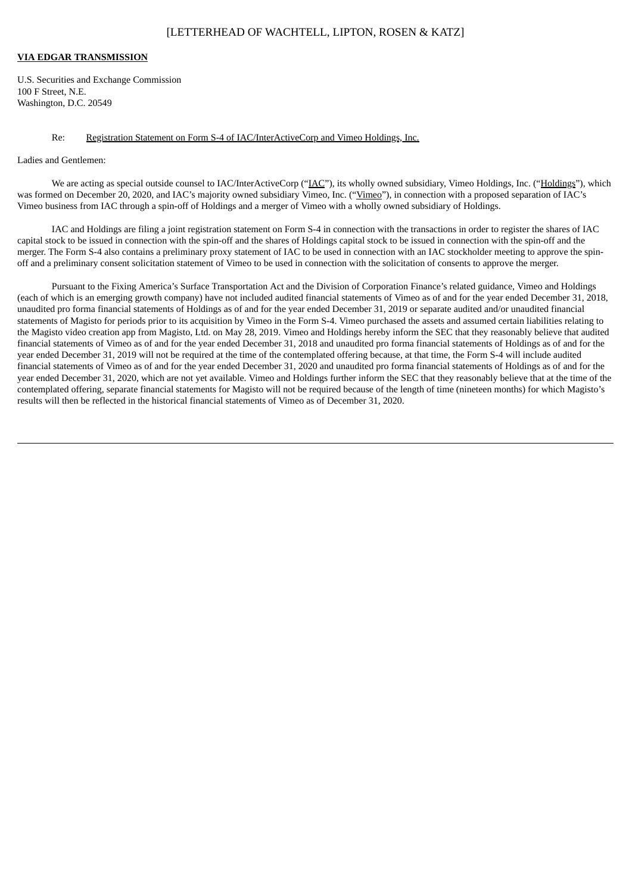[LETTERHEAD OF WACHTELL, LIPTON, ROSEN & KATZ]

**VIA EDGAR TRANSMISSION**

U.S. Securities and Exchange Commission
100 F Street, N.E.
Washington, D.C. 20549

Re: Registration Statement on Form S-4 of IAC/InterActiveCorp and Vimeo Holdings, Inc.

Ladies and Gentlemen:

We are acting as special outside counsel to IAC/InterActiveCorp ("IAC"), its wholly owned subsidiary, Vimeo Holdings, Inc. ("Holdings"), which was formed on December 20, 2020, and IAC's majority owned subsidiary Vimeo, Inc. ("Vimeo"), in connection with a proposed separation of IAC's Vimeo business from IAC through a spin-off of Holdings and a merger of Vimeo with a wholly owned subsidiary of Holdings.

IAC and Holdings are filing a joint registration statement on Form S-4 in connection with the transactions in order to register the shares of IAC capital stock to be issued in connection with the spin-off and the shares of Holdings capital stock to be issued in connection with the spin-off and the merger. The Form S-4 also contains a preliminary proxy statement of IAC to be used in connection with an IAC stockholder meeting to approve the spin-off and a preliminary consent solicitation statement of Vimeo to be used in connection with the solicitation of consents to approve the merger.

Pursuant to the Fixing America's Surface Transportation Act and the Division of Corporation Finance's related guidance, Vimeo and Holdings (each of which is an emerging growth company) have not included audited financial statements of Vimeo as of and for the year ended December 31, 2018, unaudited pro forma financial statements of Holdings as of and for the year ended December 31, 2019 or separate audited and/or unaudited financial statements of Magisto for periods prior to its acquisition by Vimeo in the Form S-4. Vimeo purchased the assets and assumed certain liabilities relating to the Magisto video creation app from Magisto, Ltd. on May 28, 2019. Vimeo and Holdings hereby inform the SEC that they reasonably believe that audited financial statements of Vimeo as of and for the year ended December 31, 2018 and unaudited pro forma financial statements of Holdings as of and for the year ended December 31, 2019 will not be required at the time of the contemplated offering because, at that time, the Form S-4 will include audited financial statements of Vimeo as of and for the year ended December 31, 2020 and unaudited pro forma financial statements of Holdings as of and for the year ended December 31, 2020, which are not yet available. Vimeo and Holdings further inform the SEC that they reasonably believe that at the time of the contemplated offering, separate financial statements for Magisto will not be required because of the length of time (nineteen months) for which Magisto's results will then be reflected in the historical financial statements of Vimeo as of December 31, 2020.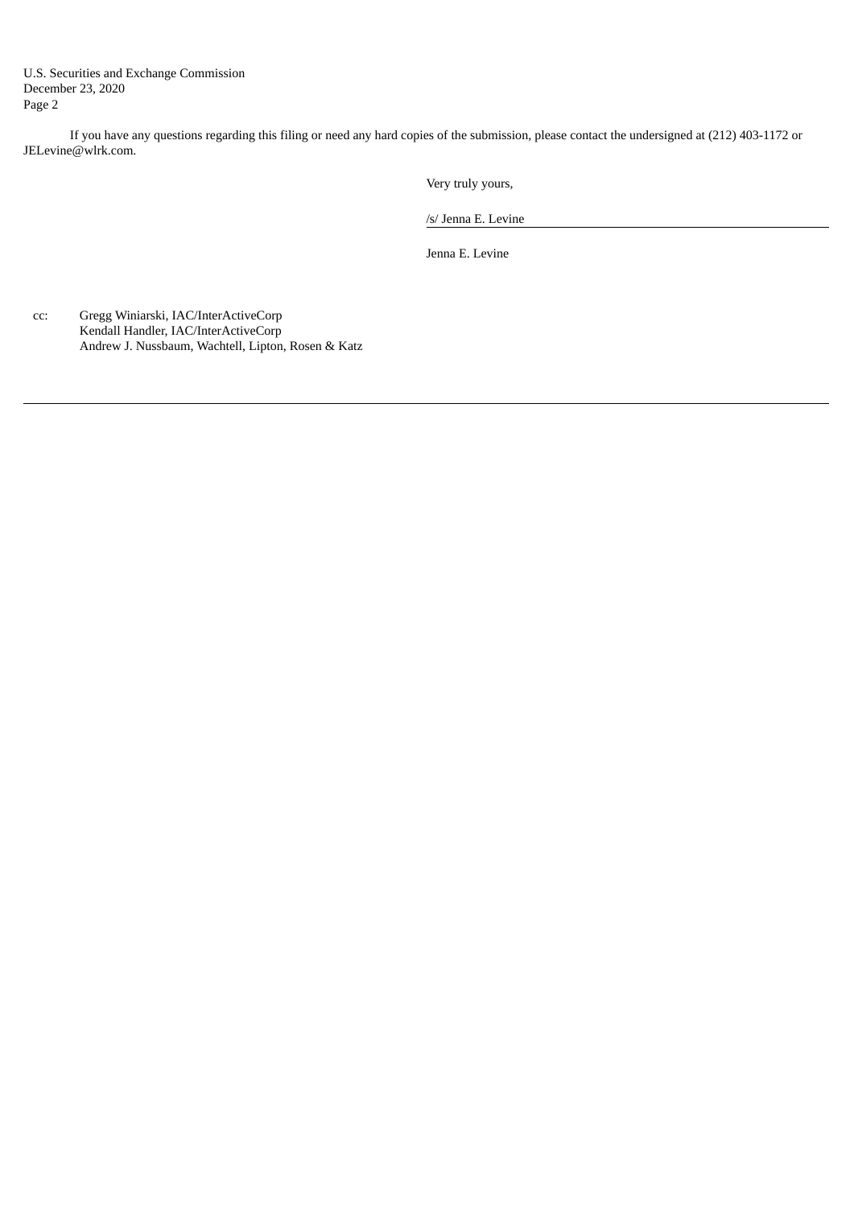If you have any questions regarding this filing or need any hard copies of the submission, please contact the undersigned at (212) 403-1172 or JELevine@wlrk.com.

Very truly yours,

/s/ Jenna E. Levine

Jenna E. Levine

cc: Gregg Winiarski, IAC/InterActiveCorp
Kendall Handler, IAC/InterActiveCorp
Andrew J. Nussbaum, Wachtell, Lipton, Rosen & Katz